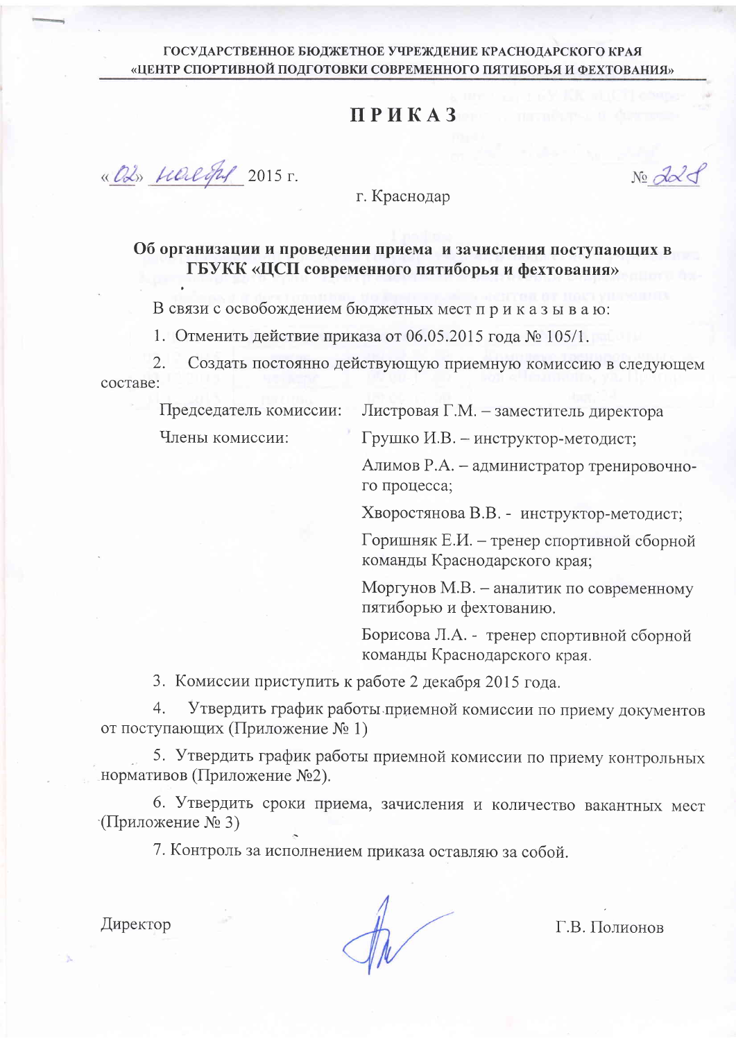ГОСУДАРСТВЕННОЕ БЮДЖЕТНОЕ УЧРЕЖДЕНИЕ КРАСНОДАРСКОГО КРАЯ
«ЦЕНТР СПОРТИВНОЙ ПОДГОТОВКИ СОВРЕМЕННОГО ПЯТИБОРЬЯ И ФЕХТОВАНИЯ»

# ПРИКАЗ

«02» ноября 2015 г. № 228

г. Краснодар

**Об организации и проведении приема и зачисления поступающих в ГБУКК «ЦСП современного пятиборья и фехтования»**

В связи с освобождением бюджетных мест приказываю:

1. Отменить действие приказа от 06.05.2015 года № 105/1.
2. Создать постоянно действующую приемную комиссию в следующем составе:

| | |
|---|---|
| Председатель комиссии: | Листровая Г.М. – заместитель директора |
| Члены комиссии: | Грушко И.В. – инструктор-методист; |
| | Алимов Р.А. – администратор тренировочного процесса; |
| | Хворостянова В.В. - инструктор-методист; |
| | Горишняк Е.И. – тренер спортивной сборной команды Краснодарского края; |
| | Моргунов М.В. – аналитик по современному пятиборью и фехтованию. |
| | Борисова Л.А. - тренер спортивной сборной команды Краснодарского края. |

3. Комиссии приступить к работе 2 декабря 2015 года.
4. Утвердить график работы приемной комиссии по приему документов от поступающих (Приложение № 1)
5. Утвердить график работы приемной комиссии по приему контрольных нормативов (Приложение №2).
6. Утвердить сроки приема, зачисления и количество вакантных мест (Приложение № 3)
7. Контроль за исполнением приказа оставляю за собой.

Директор Г.В. Полионов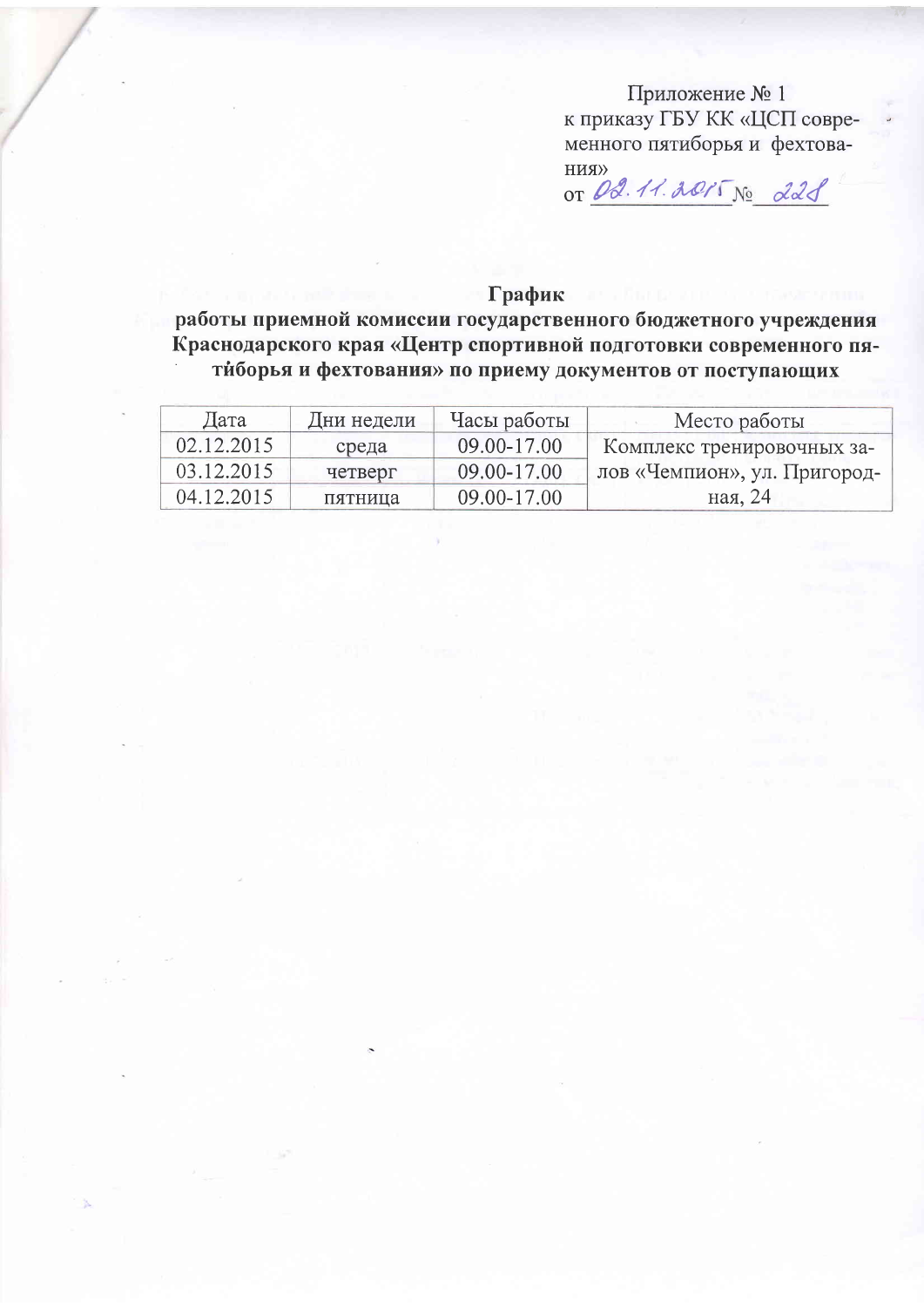Приложение № 1
к приказу ГБУ КК «ЦСП современного пятиборья и фехтования»
от 02.11.2015 № 228

**График**
**работы приемной комиссии государственного бюджетного учреждения Краснодарского края «Центр спортивной подготовки современного пятиборья и фехтования» по приему документов от поступающих**

| Дата | Дни недели | Часы работы | Место работы |
|---|---|---|---|
| 02.12.2015 | среда | 09.00-17.00 | Комплекс тренировочных залов «Чемпион», ул. Пригородная, 24 |
| 03.12.2015 | четверг | 09.00-17.00 | |
| 04.12.2015 | пятница | 09.00-17.00 | |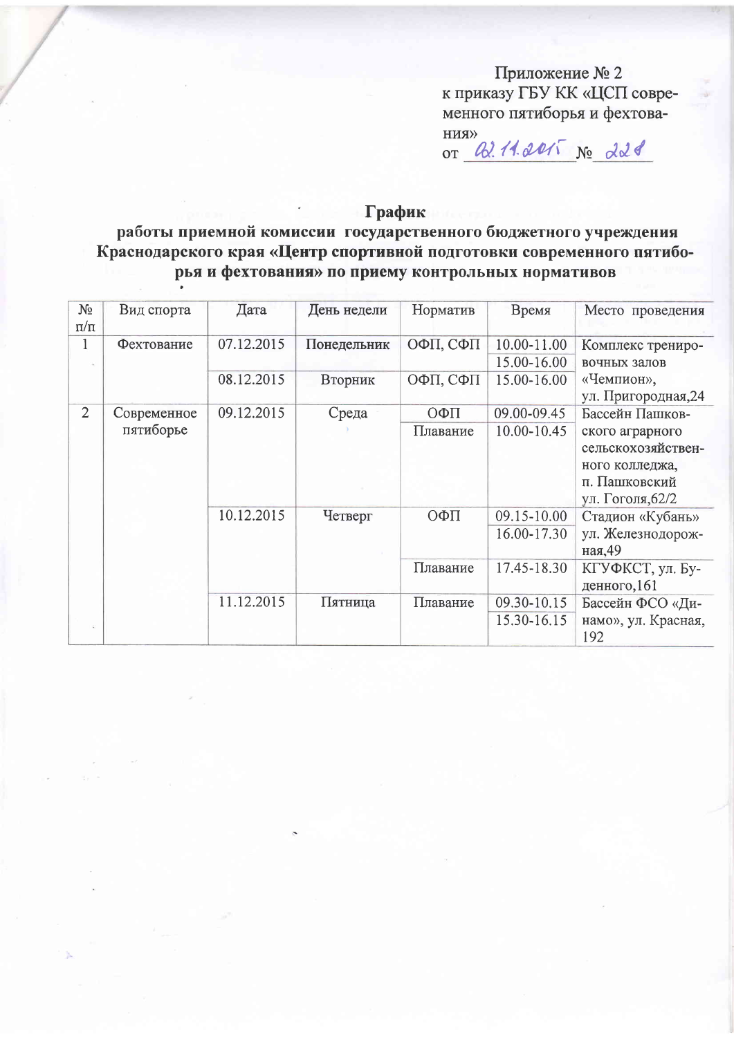Приложение № 2
к приказу ГБУ КК «ЦСП современного пятиборья и фехтования»
от 02.11.2015 № 228

## График
### работы приемной комиссии государственного бюджетного учреждения Краснодарского края «Центр спортивной подготовки современного пятиборья и фехтования» по приему контрольных нормативов

| № п/п | Вид спорта | Дата | День недели | Норматив | Время | Место проведения |
|---|---|---|---|---|---|---|
| 1 | Фехтование | 07.12.2015 | Понедельник | ОФП, СФП | 10.00-11.00<br>15.00-16.00 | Комплекс тренировочных залов «Чемпион», ул. Пригородная,24 |
| | | 08.12.2015 | Вторник | ОФП, СФП | 15.00-16.00 | |
| 2 | Современное пятиборье | 09.12.2015 | Среда | ОФП | 09.00-09.45 | Бассейн Пашковского аграрного сельскохозяйственного колледжа, п. Пашковский ул. Гоголя,62/2 |
| | | | | Плавание | 10.00-10.45 | |
| | | 10.12.2015 | Четверг | ОФП | 09.15-10.00<br>16.00-17.30 | Стадион «Кубань» ул. Железнодорожная,49 |
| | | | | Плавание | 17.45-18.30 | КГУФКСТ, ул. Буденного,161 |
| | | 11.12.2015 | Пятница | Плавание | 09.30-10.15<br>15.30-16.15 | Бассейн ФСО «Динамо», ул. Красная, 192 |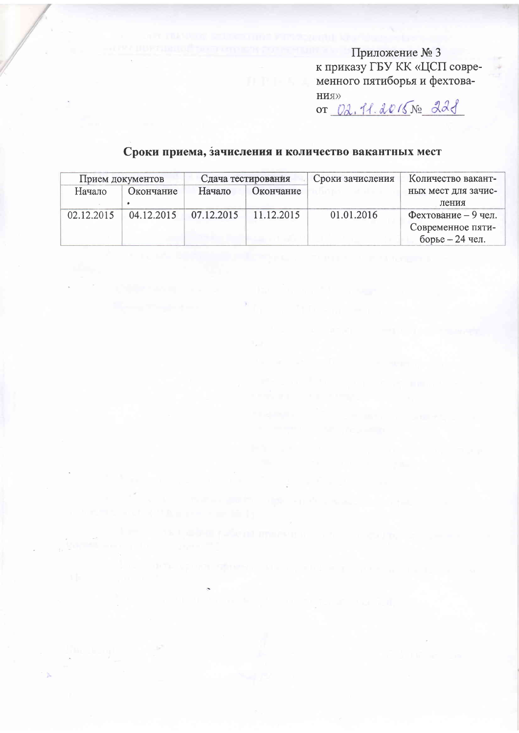Приложение № 3
к приказу ГБУ КК «ЦСП современного пятиборья и фехтования»
от 02.11.2015 № 228

## Сроки приема, зачисления и количество вакантных мест

| Прием документов | | Сдача тестирования | | Сроки зачисления | Количество вакантных мест для зачисления |
|---|---|---|---|---|---|
| Начало | Окончание | Начало | Окончание | | |
| 02.12.2015 | 04.12.2015 | 07.12.2015 | 11.12.2015 | 01.01.2016 | Фехтование – 9 чел. Современное пятиборье – 24 чел. |